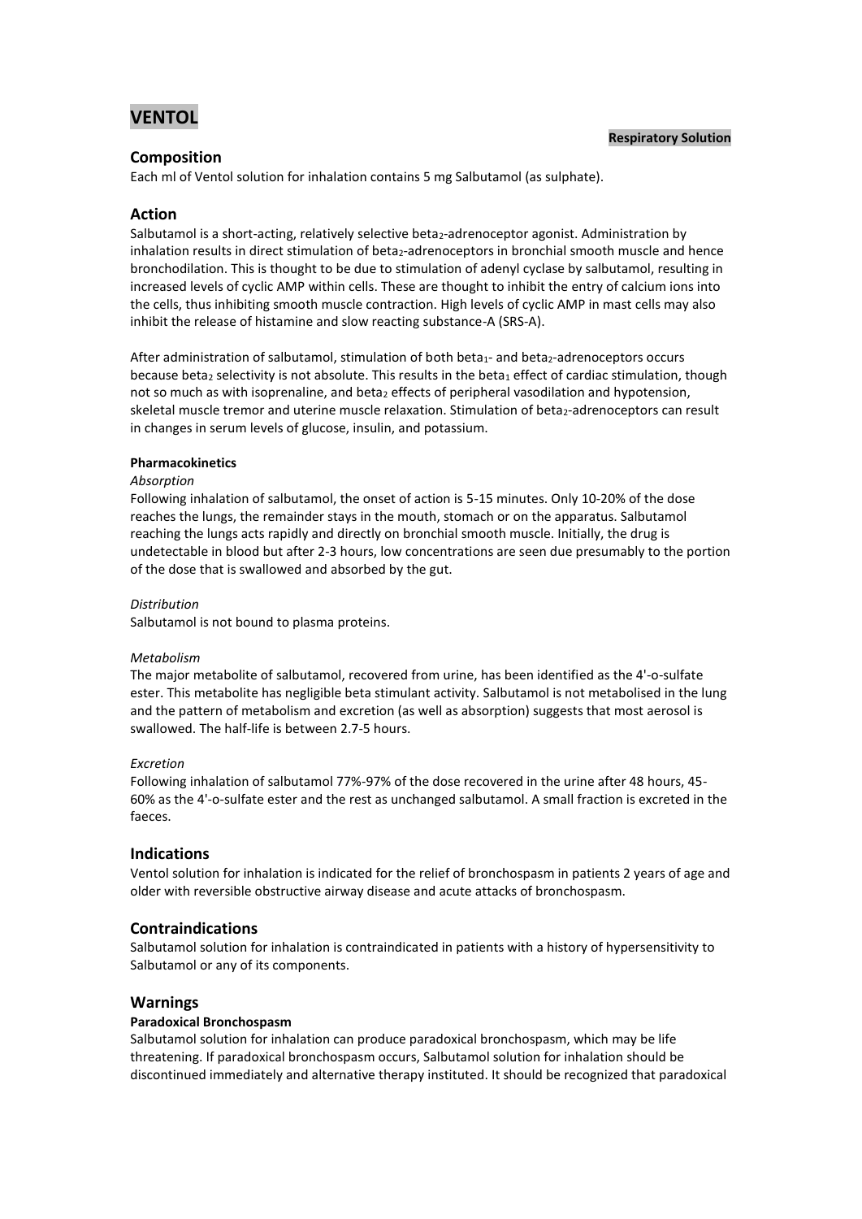# VENTOL

**Respiratory Solution**

## Composition

Each ml of Ventol solution for inhalation contains 5 mg Salbutamol (as sulphate).

## Action

Salbutamol is a short-acting, relatively selective beta$_2$-adrenoceptor agonist. Administration by inhalation results in direct stimulation of beta$_2$-adrenoceptors in bronchial smooth muscle and hence bronchodilation. This is thought to be due to stimulation of adenyl cyclase by salbutamol, resulting in increased levels of cyclic AMP within cells. These are thought to inhibit the entry of calcium ions into the cells, thus inhibiting smooth muscle contraction. High levels of cyclic AMP in mast cells may also inhibit the release of histamine and slow reacting substance-A (SRS-A).

After administration of salbutamol, stimulation of both beta$_1$- and beta$_2$-adrenoceptors occurs because beta$_2$ selectivity is not absolute. This results in the beta$_1$ effect of cardiac stimulation, though not so much as with isoprenaline, and beta$_2$ effects of peripheral vasodilation and hypotension, skeletal muscle tremor and uterine muscle relaxation. Stimulation of beta$_2$-adrenoceptors can result in changes in serum levels of glucose, insulin, and potassium.

### Pharmacokinetics

*Absorption*

Following inhalation of salbutamol, the onset of action is 5-15 minutes. Only 10-20% of the dose reaches the lungs, the remainder stays in the mouth, stomach or on the apparatus. Salbutamol reaching the lungs acts rapidly and directly on bronchial smooth muscle. Initially, the drug is undetectable in blood but after 2-3 hours, low concentrations are seen due presumably to the portion of the dose that is swallowed and absorbed by the gut.

*Distribution*

Salbutamol is not bound to plasma proteins.

*Metabolism*

The major metabolite of salbutamol, recovered from urine, has been identified as the 4'-o-sulfate ester. This metabolite has negligible beta stimulant activity. Salbutamol is not metabolised in the lung and the pattern of metabolism and excretion (as well as absorption) suggests that most aerosol is swallowed. The half-life is between 2.7-5 hours.

*Excretion*

Following inhalation of salbutamol 77%-97% of the dose recovered in the urine after 48 hours, 45-60% as the 4'-o-sulfate ester and the rest as unchanged salbutamol. A small fraction is excreted in the faeces.

## Indications

Ventol solution for inhalation is indicated for the relief of bronchospasm in patients 2 years of age and older with reversible obstructive airway disease and acute attacks of bronchospasm.

## Contraindications

Salbutamol solution for inhalation is contraindicated in patients with a history of hypersensitivity to Salbutamol or any of its components.

## Warnings

### Paradoxical Bronchospasm

Salbutamol solution for inhalation can produce paradoxical bronchospasm, which may be life threatening. If paradoxical bronchospasm occurs, Salbutamol solution for inhalation should be discontinued immediately and alternative therapy instituted. It should be recognized that paradoxical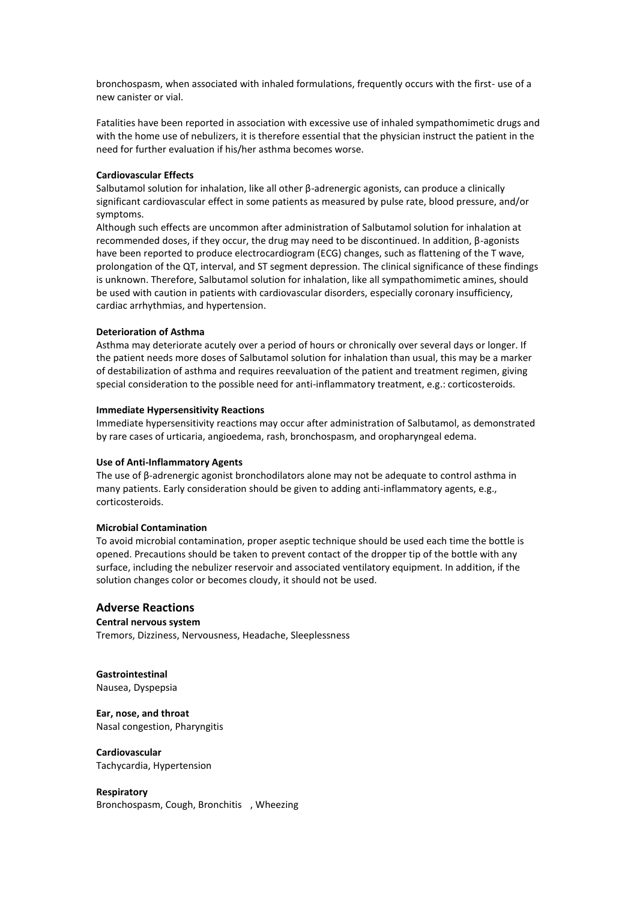bronchospasm, when associated with inhaled formulations, frequently occurs with the first- use of a new canister or vial.

Fatalities have been reported in association with excessive use of inhaled sympathomimetic drugs and with the home use of nebulizers, it is therefore essential that the physician instruct the patient in the need for further evaluation if his/her asthma becomes worse.

**Cardiovascular Effects**

Salbutamol solution for inhalation, like all other β-adrenergic agonists, can produce a clinically significant cardiovascular effect in some patients as measured by pulse rate, blood pressure, and/or symptoms.

Although such effects are uncommon after administration of Salbutamol solution for inhalation at recommended doses, if they occur, the drug may need to be discontinued. In addition, β-agonists have been reported to produce electrocardiogram (ECG) changes, such as flattening of the T wave, prolongation of the QT, interval, and ST segment depression. The clinical significance of these findings is unknown. Therefore, Salbutamol solution for inhalation, like all sympathomimetic amines, should be used with caution in patients with cardiovascular disorders, especially coronary insufficiency, cardiac arrhythmias, and hypertension.

**Deterioration of Asthma**

Asthma may deteriorate acutely over a period of hours or chronically over several days or longer. If the patient needs more doses of Salbutamol solution for inhalation than usual, this may be a marker of destabilization of asthma and requires reevaluation of the patient and treatment regimen, giving special consideration to the possible need for anti-inflammatory treatment, e.g.: corticosteroids.

**Immediate Hypersensitivity Reactions**

Immediate hypersensitivity reactions may occur after administration of Salbutamol, as demonstrated by rare cases of urticaria, angioedema, rash, bronchospasm, and oropharyngeal edema.

**Use of Anti-Inflammatory Agents**

The use of β-adrenergic agonist bronchodilators alone may not be adequate to control asthma in many patients. Early consideration should be given to adding anti-inflammatory agents, e.g., corticosteroids.

**Microbial Contamination**

To avoid microbial contamination, proper aseptic technique should be used each time the bottle is opened. Precautions should be taken to prevent contact of the dropper tip of the bottle with any surface, including the nebulizer reservoir and associated ventilatory equipment. In addition, if the solution changes color or becomes cloudy, it should not be used.

## Adverse Reactions

**Central nervous system**

Tremors, Dizziness, Nervousness, Headache, Sleeplessness

**Gastrointestinal**

Nausea, Dyspepsia

**Ear, nose, and throat**

Nasal congestion, Pharyngitis

**Cardiovascular**

Tachycardia, Hypertension

**Respiratory**

Bronchospasm, Cough, Bronchitis , Wheezing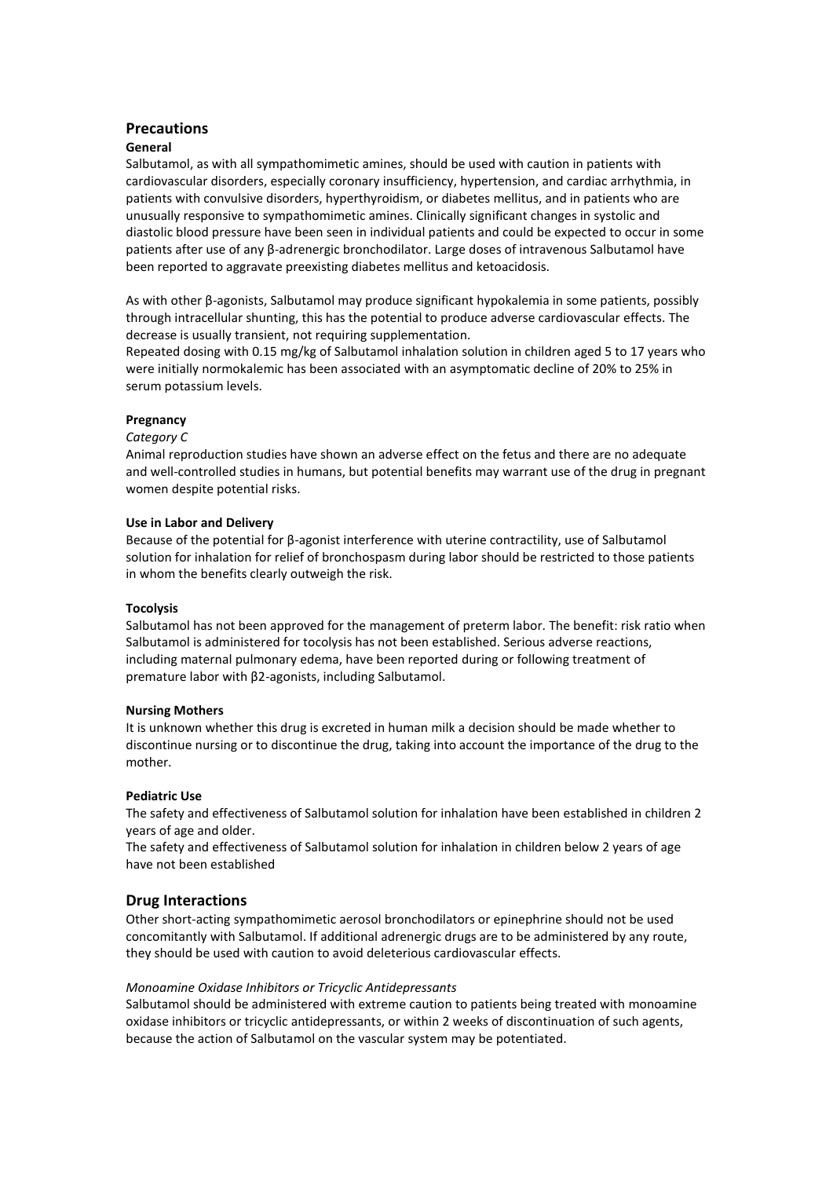## Precautions

### General

Salbutamol, as with all sympathomimetic amines, should be used with caution in patients with cardiovascular disorders, especially coronary insufficiency, hypertension, and cardiac arrhythmia, in patients with convulsive disorders, hyperthyroidism, or diabetes mellitus, and in patients who are unusually responsive to sympathomimetic amines. Clinically significant changes in systolic and diastolic blood pressure have been seen in individual patients and could be expected to occur in some patients after use of any β-adrenergic bronchodilator. Large doses of intravenous Salbutamol have been reported to aggravate preexisting diabetes mellitus and ketoacidosis.

As with other β-agonists, Salbutamol may produce significant hypokalemia in some patients, possibly through intracellular shunting, this has the potential to produce adverse cardiovascular effects. The decrease is usually transient, not requiring supplementation.
Repeated dosing with 0.15 mg/kg of Salbutamol inhalation solution in children aged 5 to 17 years who were initially normokalemic has been associated with an asymptomatic decline of 20% to 25% in serum potassium levels.

### Pregnancy

*Category C*

Animal reproduction studies have shown an adverse effect on the fetus and there are no adequate and well-controlled studies in humans, but potential benefits may warrant use of the drug in pregnant women despite potential risks.

### Use in Labor and Delivery

Because of the potential for β-agonist interference with uterine contractility, use of Salbutamol solution for inhalation for relief of bronchospasm during labor should be restricted to those patients in whom the benefits clearly outweigh the risk.

### Tocolysis

Salbutamol has not been approved for the management of preterm labor. The benefit: risk ratio when Salbutamol is administered for tocolysis has not been established. Serious adverse reactions, including maternal pulmonary edema, have been reported during or following treatment of premature labor with β2-agonists, including Salbutamol.

### Nursing Mothers

It is unknown whether this drug is excreted in human milk a decision should be made whether to discontinue nursing or to discontinue the drug, taking into account the importance of the drug to the mother.

### Pediatric Use

The safety and effectiveness of Salbutamol solution for inhalation have been established in children 2 years of age and older.
The safety and effectiveness of Salbutamol solution for inhalation in children below 2 years of age have not been established

## Drug Interactions

Other short-acting sympathomimetic aerosol bronchodilators or epinephrine should not be used concomitantly with Salbutamol. If additional adrenergic drugs are to be administered by any route, they should be used with caution to avoid deleterious cardiovascular effects.

*Monoamine Oxidase Inhibitors or Tricyclic Antidepressants*

Salbutamol should be administered with extreme caution to patients being treated with monoamine oxidase inhibitors or tricyclic antidepressants, or within 2 weeks of discontinuation of such agents, because the action of Salbutamol on the vascular system may be potentiated.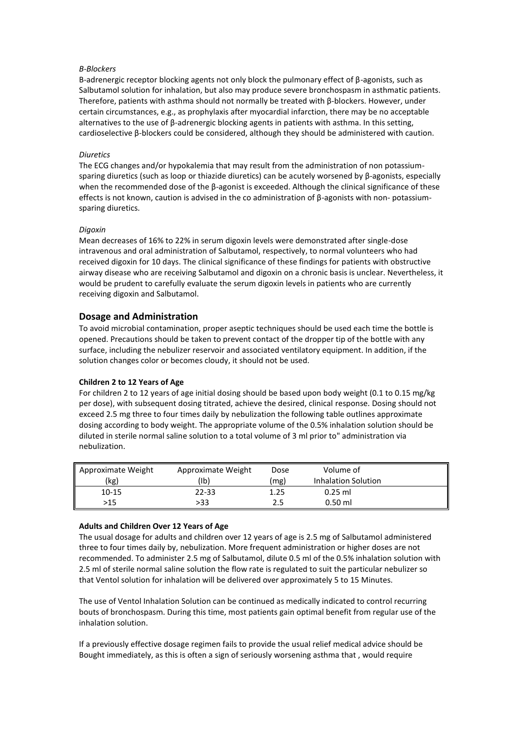*B-Blockers*

B-adrenergic receptor blocking agents not only block the pulmonary effect of β-agonists, such as Salbutamol solution for inhalation, but also may produce severe bronchospasm in asthmatic patients. Therefore, patients with asthma should not normally be treated with β-blockers. However, under certain circumstances, e.g., as prophylaxis after myocardial infarction, there may be no acceptable alternatives to the use of β-adrenergic blocking agents in patients with asthma. In this setting, cardioselective β-blockers could be considered, although they should be administered with caution.

*Diuretics*

The ECG changes and/or hypokalemia that may result from the administration of non potassium-sparing diuretics (such as loop or thiazide diuretics) can be acutely worsened by β-agonists, especially when the recommended dose of the β-agonist is exceeded. Although the clinical significance of these effects is not known, caution is advised in the co administration of β-agonists with non- potassium-sparing diuretics.

*Digoxin*

Mean decreases of 16% to 22% in serum digoxin levels were demonstrated after single-dose intravenous and oral administration of Salbutamol, respectively, to normal volunteers who had received digoxin for 10 days. The clinical significance of these findings for patients with obstructive airway disease who are receiving Salbutamol and digoxin on a chronic basis is unclear. Nevertheless, it would be prudent to carefully evaluate the serum digoxin levels in patients who are currently receiving digoxin and Salbutamol.

## Dosage and Administration

To avoid microbial contamination, proper aseptic techniques should be used each time the bottle is opened. Precautions should be taken to prevent contact of the dropper tip of the bottle with any surface, including the nebulizer reservoir and associated ventilatory equipment. In addition, if the solution changes color or becomes cloudy, it should not be used.

**Children 2 to 12 Years of Age**

For children 2 to 12 years of age initial dosing should be based upon body weight (0.1 to 0.15 mg/kg per dose), with subsequent dosing titrated, achieve the desired, clinical response. Dosing should not exceed 2.5 mg three to four times daily by nebulization the following table outlines approximate dosing according to body weight. The appropriate volume of the 0.5% inhalation solution should be diluted in sterile normal saline solution to a total volume of 3 ml prior to" administration via nebulization.

| Approximate Weight (kg) | Approximate Weight (lb) | Dose (mg) | Volume of Inhalation Solution |
|---|---|---|---|
| 10-15 | 22-33 | 1.25 | 0.25 ml |
| >15 | >33 | 2.5 | 0.50 ml |

**Adults and Children Over 12 Years of Age**

The usual dosage for adults and children over 12 years of age is 2.5 mg of Salbutamol administered three to four times daily by, nebulization. More frequent administration or higher doses are not recommended. To administer 2.5 mg of Salbutamol, dilute 0.5 ml of the 0.5% inhalation solution with 2.5 ml of sterile normal saline solution the flow rate is regulated to suit the particular nebulizer so that Ventol solution for inhalation will be delivered over approximately 5 to 15 Minutes.

The use of Ventol Inhalation Solution can be continued as medically indicated to control recurring bouts of bronchospasm. During this time, most patients gain optimal benefit from regular use of the inhalation solution.

If a previously effective dosage regimen fails to provide the usual relief medical advice should be Bought immediately, as this is often a sign of seriously worsening asthma that , would require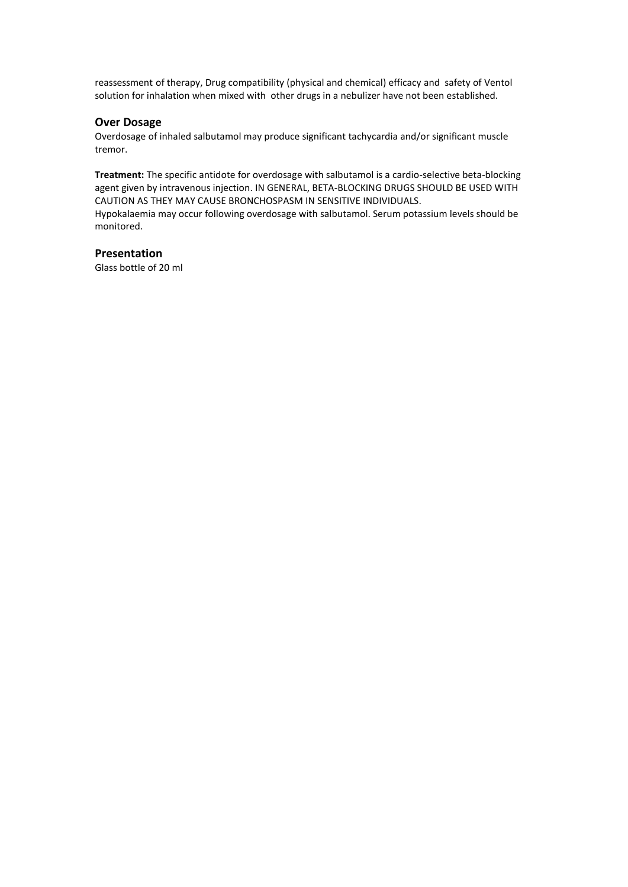reassessment of therapy, Drug compatibility (physical and chemical) efficacy and safety of Ventol solution for inhalation when mixed with other drugs in a nebulizer have not been established.

## Over Dosage

Overdosage of inhaled salbutamol may produce significant tachycardia and/or significant muscle tremor.

**Treatment:** The specific antidote for overdosage with salbutamol is a cardio-selective beta-blocking agent given by intravenous injection. IN GENERAL, BETA-BLOCKING DRUGS SHOULD BE USED WITH CAUTION AS THEY MAY CAUSE BRONCHOSPASM IN SENSITIVE INDIVIDUALS.
Hypokalaemia may occur following overdosage with salbutamol. Serum potassium levels should be monitored.

## Presentation

Glass bottle of 20 ml